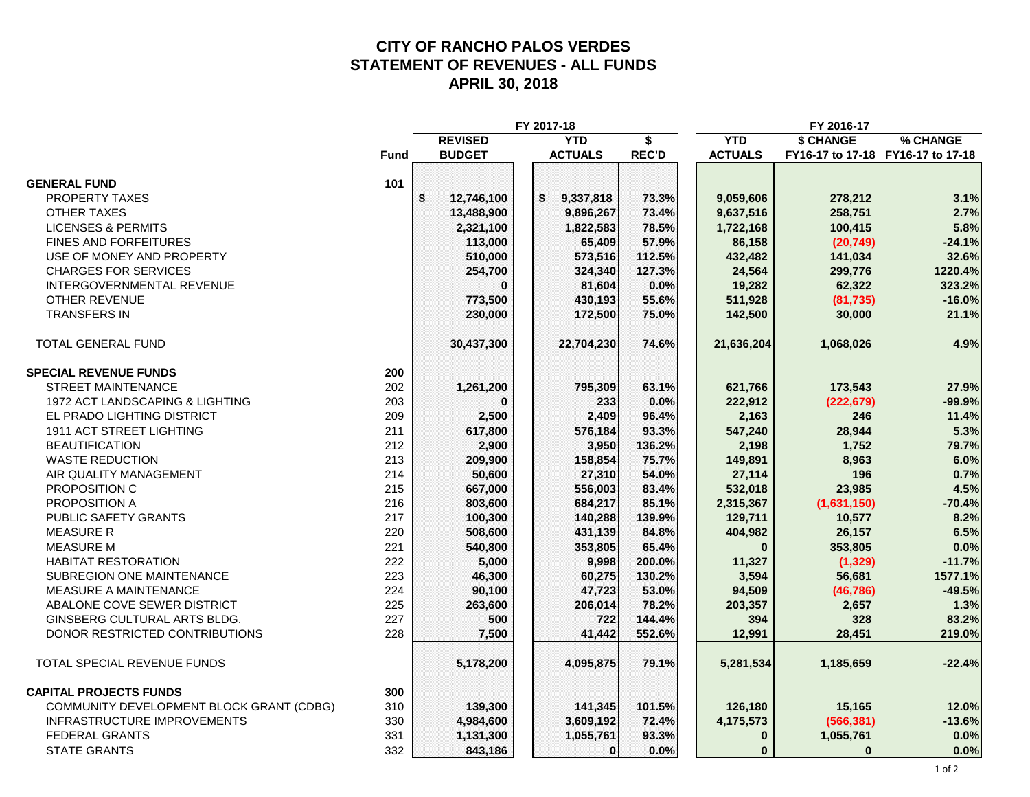# CITY OF RANCHO PALOS VERDES
## STATEMENT OF REVENUES - ALL FUNDS
## APRIL 30, 2018

| | | FY 2017-18 | | | FY 2016-17 | | |
|---|---|---|---|---|---|---|---|
| | Fund | REVISED BUDGET | YTD ACTUALS | $ REC'D | YTD ACTUALS | $ CHANGE FY16-17 to 17-18 | % CHANGE FY16-17 to 17-18 |
| **GENERAL FUND** | 101 | | | | | | |
| PROPERTY TAXES | | $ 12,746,100 | $ 9,337,818 | 73.3% | 9,059,606 | 278,212 | 3.1% |
| OTHER TAXES | | 13,488,900 | 9,896,267 | 73.4% | 9,637,516 | 258,751 | 2.7% |
| LICENSES & PERMITS | | 2,321,100 | 1,822,583 | 78.5% | 1,722,168 | 100,415 | 5.8% |
| FINES AND FORFEITURES | | 113,000 | 65,409 | 57.9% | 86,158 | (20,749) | -24.1% |
| USE OF MONEY AND PROPERTY | | 510,000 | 573,516 | 112.5% | 432,482 | 141,034 | 32.6% |
| CHARGES FOR SERVICES | | 254,700 | 324,340 | 127.3% | 24,564 | 299,776 | 1220.4% |
| INTERGOVERNMENTAL REVENUE | | 0 | 81,604 | 0.0% | 19,282 | 62,322 | 323.2% |
| OTHER REVENUE | | 773,500 | 430,193 | 55.6% | 511,928 | (81,735) | -16.0% |
| TRANSFERS IN | | 230,000 | 172,500 | 75.0% | 142,500 | 30,000 | 21.1% |
| TOTAL GENERAL FUND | | 30,437,300 | 22,704,230 | 74.6% | 21,636,204 | 1,068,026 | 4.9% |
| **SPECIAL REVENUE FUNDS** | 200 | | | | | | |
| STREET MAINTENANCE | 202 | 1,261,200 | 795,309 | 63.1% | 621,766 | 173,543 | 27.9% |
| 1972 ACT LANDSCAPING & LIGHTING | 203 | 0 | 233 | 0.0% | 222,912 | (222,679) | -99.9% |
| EL PRADO LIGHTING DISTRICT | 209 | 2,500 | 2,409 | 96.4% | 2,163 | 246 | 11.4% |
| 1911 ACT STREET LIGHTING | 211 | 617,800 | 576,184 | 93.3% | 547,240 | 28,944 | 5.3% |
| BEAUTIFICATION | 212 | 2,900 | 3,950 | 136.2% | 2,198 | 1,752 | 79.7% |
| WASTE REDUCTION | 213 | 209,900 | 158,854 | 75.7% | 149,891 | 8,963 | 6.0% |
| AIR QUALITY MANAGEMENT | 214 | 50,600 | 27,310 | 54.0% | 27,114 | 196 | 0.7% |
| PROPOSITION C | 215 | 667,000 | 556,003 | 83.4% | 532,018 | 23,985 | 4.5% |
| PROPOSITION A | 216 | 803,600 | 684,217 | 85.1% | 2,315,367 | (1,631,150) | -70.4% |
| PUBLIC SAFETY GRANTS | 217 | 100,300 | 140,288 | 139.9% | 129,711 | 10,577 | 8.2% |
| MEASURE R | 220 | 508,600 | 431,139 | 84.8% | 404,982 | 26,157 | 6.5% |
| MEASURE M | 221 | 540,800 | 353,805 | 65.4% | 0 | 353,805 | 0.0% |
| HABITAT RESTORATION | 222 | 5,000 | 9,998 | 200.0% | 11,327 | (1,329) | -11.7% |
| SUBREGION ONE MAINTENANCE | 223 | 46,300 | 60,275 | 130.2% | 3,594 | 56,681 | 1577.1% |
| MEASURE A MAINTENANCE | 224 | 90,100 | 47,723 | 53.0% | 94,509 | (46,786) | -49.5% |
| ABALONE COVE SEWER DISTRICT | 225 | 263,600 | 206,014 | 78.2% | 203,357 | 2,657 | 1.3% |
| GINSBERG CULTURAL ARTS BLDG. | 227 | 500 | 722 | 144.4% | 394 | 328 | 83.2% |
| DONOR RESTRICTED CONTRIBUTIONS | 228 | 7,500 | 41,442 | 552.6% | 12,991 | 28,451 | 219.0% |
| TOTAL SPECIAL REVENUE FUNDS | | 5,178,200 | 4,095,875 | 79.1% | 5,281,534 | 1,185,659 | -22.4% |
| **CAPITAL PROJECTS FUNDS** | 300 | | | | | | |
| COMMUNITY DEVELOPMENT BLOCK GRANT (CDBG) | 310 | 139,300 | 141,345 | 101.5% | 126,180 | 15,165 | 12.0% |
| INFRASTRUCTURE IMPROVEMENTS | 330 | 4,984,600 | 3,609,192 | 72.4% | 4,175,573 | (566,381) | -13.6% |
| FEDERAL GRANTS | 331 | 1,131,300 | 1,055,761 | 93.3% | 0 | 1,055,761 | 0.0% |
| STATE GRANTS | 332 | 843,186 | 0 | 0.0% | 0 | 0 | 0.0% |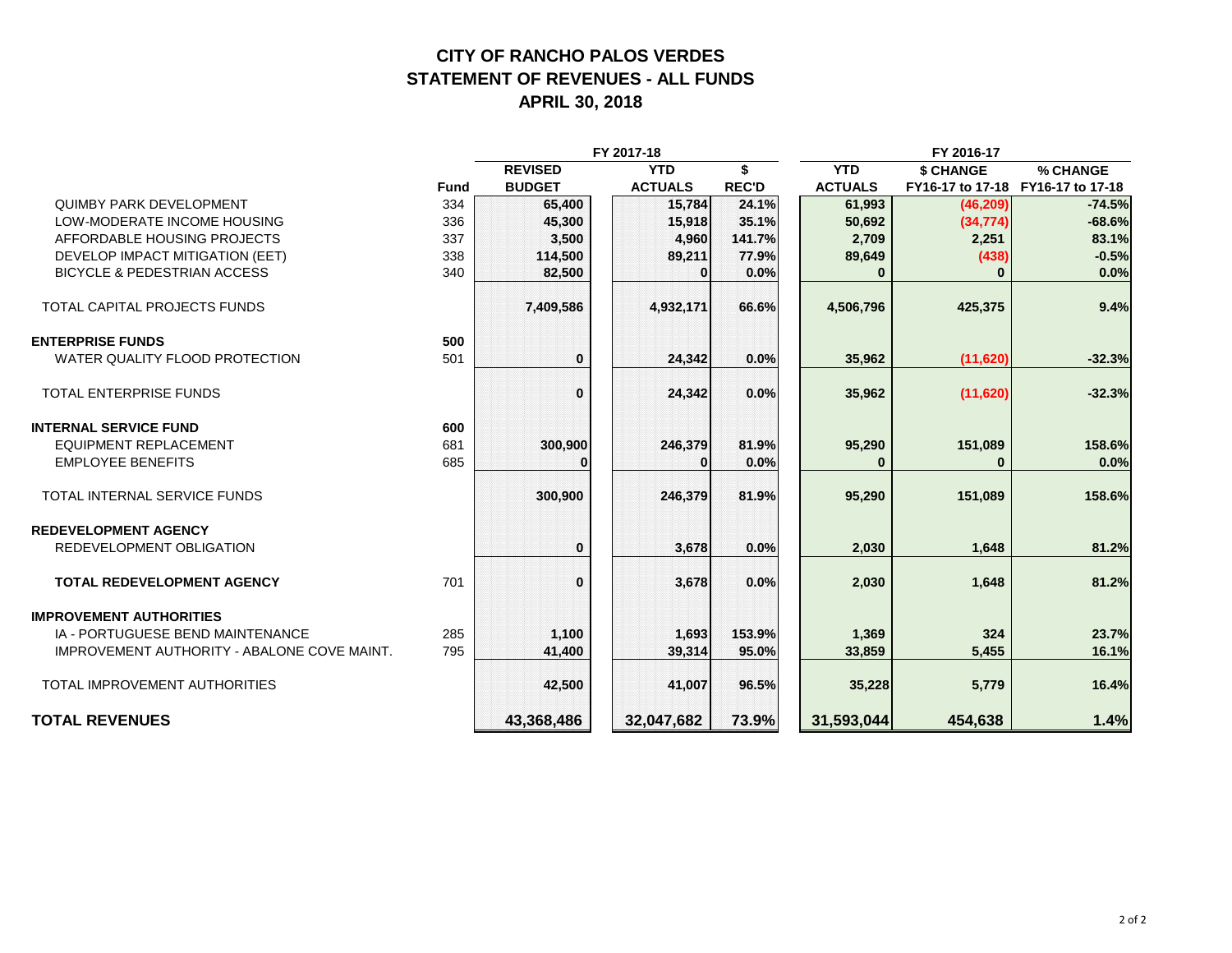# CITY OF RANCHO PALOS VERDES
# STATEMENT OF REVENUES - ALL FUNDS
# APRIL 30, 2018

| | | FY 2017-18 | | | FY 2016-17 | | |
|---|---|---|---|---|---|---|---|
| | Fund | REVISED BUDGET | YTD ACTUALS | $ REC'D | YTD ACTUALS | $ CHANGE FY16-17 to 17-18 | % CHANGE FY16-17 to 17-18 |
| QUIMBY PARK DEVELOPMENT | 334 | 65,400 | 15,784 | 24.1% | 61,993 | (46,209) | -74.5% |
| LOW-MODERATE INCOME HOUSING | 336 | 45,300 | 15,918 | 35.1% | 50,692 | (34,774) | -68.6% |
| AFFORDABLE HOUSING PROJECTS | 337 | 3,500 | 4,960 | 141.7% | 2,709 | 2,251 | 83.1% |
| DEVELOP IMPACT MITIGATION (EET) | 338 | 114,500 | 89,211 | 77.9% | 89,649 | (438) | -0.5% |
| BICYCLE & PEDESTRIAN ACCESS | 340 | 82,500 | 0 | 0.0% | 0 | 0 | 0.0% |
| TOTAL CAPITAL PROJECTS FUNDS | | 7,409,586 | 4,932,171 | 66.6% | 4,506,796 | 425,375 | 9.4% |
| **ENTERPRISE FUNDS** | 500 | | | | | | |
| WATER QUALITY FLOOD PROTECTION | 501 | 0 | 24,342 | 0.0% | 35,962 | (11,620) | -32.3% |
| TOTAL ENTERPRISE FUNDS | | 0 | 24,342 | 0.0% | 35,962 | (11,620) | -32.3% |
| **INTERNAL SERVICE FUND** | 600 | | | | | | |
| EQUIPMENT REPLACEMENT | 681 | 300,900 | 246,379 | 81.9% | 95,290 | 151,089 | 158.6% |
| EMPLOYEE BENEFITS | 685 | 0 | 0 | 0.0% | 0 | 0 | 0.0% |
| TOTAL INTERNAL SERVICE FUNDS | | 300,900 | 246,379 | 81.9% | 95,290 | 151,089 | 158.6% |
| **REDEVELOPMENT AGENCY** | | | | | | | |
| REDEVELOPMENT OBLIGATION | | 0 | 3,678 | 0.0% | 2,030 | 1,648 | 81.2% |
| **TOTAL REDEVELOPMENT AGENCY** | 701 | 0 | 3,678 | 0.0% | 2,030 | 1,648 | 81.2% |
| **IMPROVEMENT AUTHORITIES** | | | | | | | |
| IA - PORTUGUESE BEND MAINTENANCE | 285 | 1,100 | 1,693 | 153.9% | 1,369 | 324 | 23.7% |
| IMPROVEMENT AUTHORITY - ABALONE COVE MAINT. | 795 | 41,400 | 39,314 | 95.0% | 33,859 | 5,455 | 16.1% |
| TOTAL IMPROVEMENT AUTHORITIES | | 42,500 | 41,007 | 96.5% | 35,228 | 5,779 | 16.4% |
| **TOTAL REVENUES** | | **43,368,486** | **32,047,682** | **73.9%** | **31,593,044** | **454,638** | **1.4%** |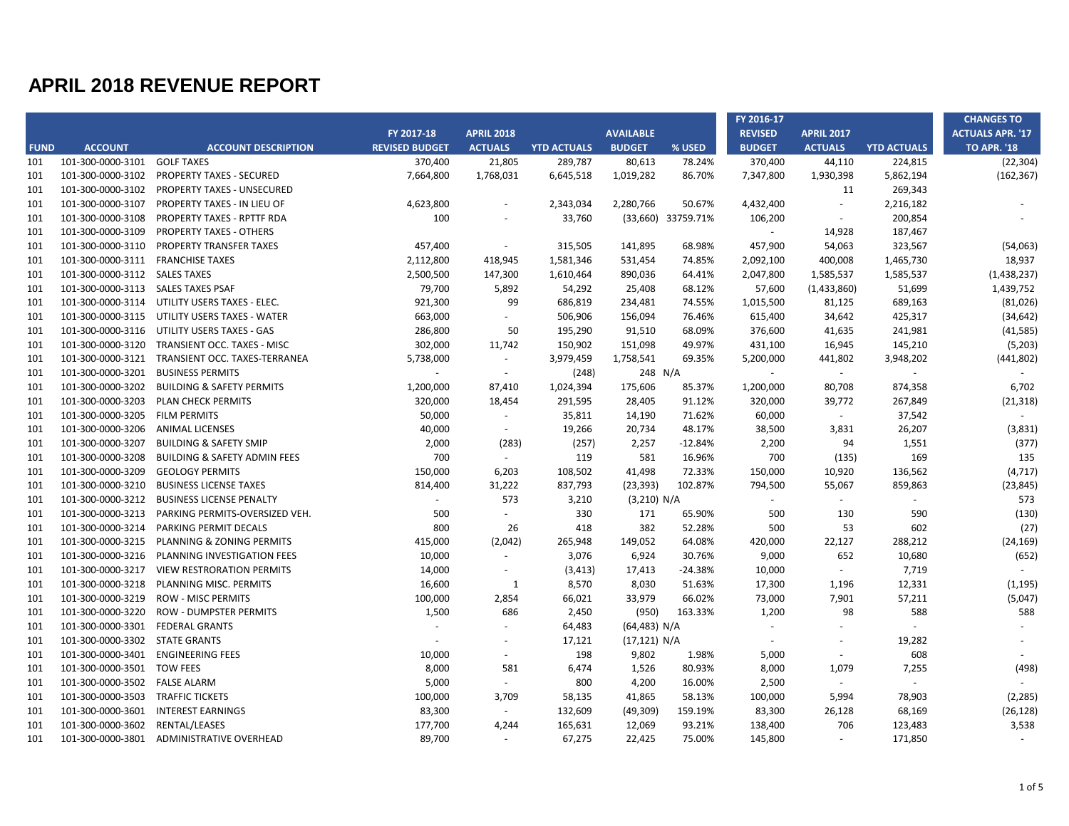# APRIL 2018 REVENUE REPORT

| FUND | ACCOUNT | ACCOUNT DESCRIPTION | FY 2017-18 REVISED BUDGET | APRIL 2018 ACTUALS | YTD ACTUALS | AVAILABLE BUDGET | % USED | FY 2016-17 REVISED BUDGET | APRIL 2017 ACTUALS | YTD ACTUALS | CHANGES TO ACTUALS APR. '17 TO APR. '18 |
|---|---|---|---|---|---|---|---|---|---|---|---|
| 101 | 101-300-0000-3101 | GOLF TAXES | 370,400 | 21,805 | 289,787 | 80,613 | 78.24% | 370,400 | 44,110 | 224,815 | (22,304) |
| 101 | 101-300-0000-3102 | PROPERTY TAXES - SECURED | 7,664,800 | 1,768,031 | 6,645,518 | 1,019,282 | 86.70% | 7,347,800 | 1,930,398 | 5,862,194 | (162,367) |
| 101 | 101-300-0000-3102 | PROPERTY TAXES - UNSECURED | | | | | | | 11 | 269,343 | |
| 101 | 101-300-0000-3107 | PROPERTY TAXES - IN LIEU OF | 4,623,800 | - | 2,343,034 | 2,280,766 | 50.67% | 4,432,400 | - | 2,216,182 | - |
| 101 | 101-300-0000-3108 | PROPERTY TAXES - RPTTF RDA | 100 | - | 33,760 | (33,660) | 33759.71% | 106,200 | - | 200,854 | - |
| 101 | 101-300-0000-3109 | PROPERTY TAXES - OTHERS | | | | | | - | 14,928 | 187,467 | |
| 101 | 101-300-0000-3110 | PROPERTY TRANSFER TAXES | 457,400 | - | 315,505 | 141,895 | 68.98% | 457,900 | 54,063 | 323,567 | (54,063) |
| 101 | 101-300-0000-3111 | FRANCHISE TAXES | 2,112,800 | 418,945 | 1,581,346 | 531,454 | 74.85% | 2,092,100 | 400,008 | 1,465,730 | 18,937 |
| 101 | 101-300-0000-3112 | SALES TAXES | 2,500,500 | 147,300 | 1,610,464 | 890,036 | 64.41% | 2,047,800 | 1,585,537 | 1,585,537 | (1,438,237) |
| 101 | 101-300-0000-3113 | SALES TAXES PSAF | 79,700 | 5,892 | 54,292 | 25,408 | 68.12% | 57,600 | (1,433,860) | 51,699 | 1,439,752 |
| 101 | 101-300-0000-3114 | UTILITY USERS TAXES - ELEC. | 921,300 | 99 | 686,819 | 234,481 | 74.55% | 1,015,500 | 81,125 | 689,163 | (81,026) |
| 101 | 101-300-0000-3115 | UTILITY USERS TAXES - WATER | 663,000 | - | 506,906 | 156,094 | 76.46% | 615,400 | 34,642 | 425,317 | (34,642) |
| 101 | 101-300-0000-3116 | UTILITY USERS TAXES - GAS | 286,800 | 50 | 195,290 | 91,510 | 68.09% | 376,600 | 41,635 | 241,981 | (41,585) |
| 101 | 101-300-0000-3120 | TRANSIENT OCC. TAXES - MISC | 302,000 | 11,742 | 150,902 | 151,098 | 49.97% | 431,100 | 16,945 | 145,210 | (5,203) |
| 101 | 101-300-0000-3121 | TRANSIENT OCC. TAXES-TERRANEA | 5,738,000 | - | 3,979,459 | 1,758,541 | 69.35% | 5,200,000 | 441,802 | 3,948,202 | (441,802) |
| 101 | 101-300-0000-3201 | BUSINESS PERMITS | - | - | (248) | 248 | N/A | - | - | - | - |
| 101 | 101-300-0000-3202 | BUILDING & SAFETY PERMITS | 1,200,000 | 87,410 | 1,024,394 | 175,606 | 85.37% | 1,200,000 | 80,708 | 874,358 | 6,702 |
| 101 | 101-300-0000-3203 | PLAN CHECK PERMITS | 320,000 | 18,454 | 291,595 | 28,405 | 91.12% | 320,000 | 39,772 | 267,849 | (21,318) |
| 101 | 101-300-0000-3205 | FILM PERMITS | 50,000 | - | 35,811 | 14,190 | 71.62% | 60,000 | - | 37,542 | - |
| 101 | 101-300-0000-3206 | ANIMAL LICENSES | 40,000 | - | 19,266 | 20,734 | 48.17% | 38,500 | 3,831 | 26,207 | (3,831) |
| 101 | 101-300-0000-3207 | BUILDING & SAFETY SMIP | 2,000 | (283) | (257) | 2,257 | -12.84% | 2,200 | 94 | 1,551 | (377) |
| 101 | 101-300-0000-3208 | BUILDING & SAFETY ADMIN FEES | 700 | - | 119 | 581 | 16.96% | 700 | (135) | 169 | 135 |
| 101 | 101-300-0000-3209 | GEOLOGY PERMITS | 150,000 | 6,203 | 108,502 | 41,498 | 72.33% | 150,000 | 10,920 | 136,562 | (4,717) |
| 101 | 101-300-0000-3210 | BUSINESS LICENSE TAXES | 814,400 | 31,222 | 837,793 | (23,393) | 102.87% | 794,500 | 55,067 | 859,863 | (23,845) |
| 101 | 101-300-0000-3212 | BUSINESS LICENSE PENALTY | - | 573 | 3,210 | (3,210) | N/A | - | - | - | 573 |
| 101 | 101-300-0000-3213 | PARKING PERMITS-OVERSIZED VEH. | 500 | - | 330 | 171 | 65.90% | 500 | 130 | 590 | (130) |
| 101 | 101-300-0000-3214 | PARKING PERMIT DECALS | 800 | 26 | 418 | 382 | 52.28% | 500 | 53 | 602 | (27) |
| 101 | 101-300-0000-3215 | PLANNING & ZONING PERMITS | 415,000 | (2,042) | 265,948 | 149,052 | 64.08% | 420,000 | 22,127 | 288,212 | (24,169) |
| 101 | 101-300-0000-3216 | PLANNING INVESTIGATION FEES | 10,000 | - | 3,076 | 6,924 | 30.76% | 9,000 | 652 | 10,680 | (652) |
| 101 | 101-300-0000-3217 | VIEW RESTRORATION PERMITS | 14,000 | - | (3,413) | 17,413 | -24.38% | 10,000 | - | 7,719 | - |
| 101 | 101-300-0000-3218 | PLANNING MISC. PERMITS | 16,600 | 1 | 8,570 | 8,030 | 51.63% | 17,300 | 1,196 | 12,331 | (1,195) |
| 101 | 101-300-0000-3219 | ROW - MISC PERMITS | 100,000 | 2,854 | 66,021 | 33,979 | 66.02% | 73,000 | 7,901 | 57,211 | (5,047) |
| 101 | 101-300-0000-3220 | ROW - DUMPSTER PERMITS | 1,500 | 686 | 2,450 | (950) | 163.33% | 1,200 | 98 | 588 | 588 |
| 101 | 101-300-0000-3301 | FEDERAL GRANTS | - | - | 64,483 | (64,483) | N/A | - | - | - | - |
| 101 | 101-300-0000-3302 | STATE GRANTS | - | - | 17,121 | (17,121) | N/A | - | - | 19,282 | - |
| 101 | 101-300-0000-3401 | ENGINEERING FEES | 10,000 | - | 198 | 9,802 | 1.98% | 5,000 | - | 608 | - |
| 101 | 101-300-0000-3501 | TOW FEES | 8,000 | 581 | 6,474 | 1,526 | 80.93% | 8,000 | 1,079 | 7,255 | (498) |
| 101 | 101-300-0000-3502 | FALSE ALARM | 5,000 | - | 800 | 4,200 | 16.00% | 2,500 | - | - | - |
| 101 | 101-300-0000-3503 | TRAFFIC TICKETS | 100,000 | 3,709 | 58,135 | 41,865 | 58.13% | 100,000 | 5,994 | 78,903 | (2,285) |
| 101 | 101-300-0000-3601 | INTEREST EARNINGS | 83,300 | - | 132,609 | (49,309) | 159.19% | 83,300 | 26,128 | 68,169 | (26,128) |
| 101 | 101-300-0000-3602 | RENTAL/LEASES | 177,700 | 4,244 | 165,631 | 12,069 | 93.21% | 138,400 | 706 | 123,483 | 3,538 |
| 101 | 101-300-0000-3801 | ADMINISTRATIVE OVERHEAD | 89,700 | - | 67,275 | 22,425 | 75.00% | 145,800 | - | 171,850 | - |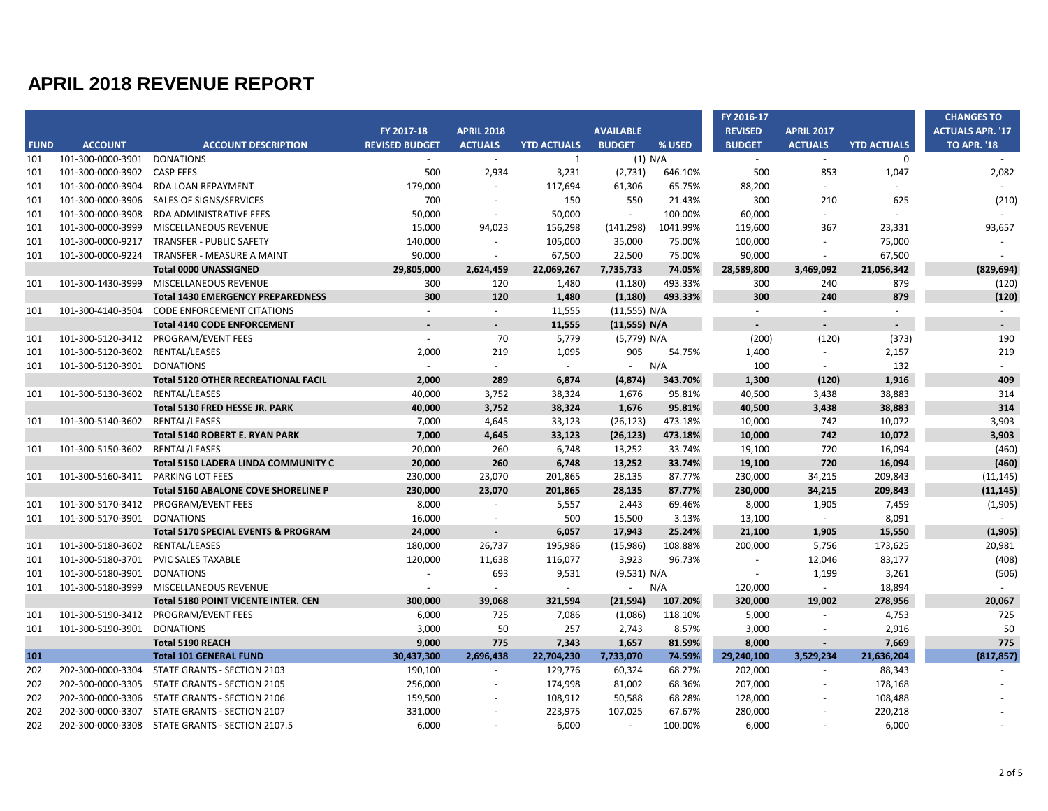# APRIL 2018 REVENUE REPORT

| FUND | ACCOUNT | ACCOUNT DESCRIPTION | FY 2017-18 REVISED BUDGET | APRIL 2018 ACTUALS | YTD ACTUALS | AVAILABLE BUDGET | % USED | FY 2016-17 REVISED BUDGET | APRIL 2017 ACTUALS | YTD ACTUALS | CHANGES TO ACTUALS APR. '17 TO APR. '18 |
|---|---|---|---|---|---|---|---|---|---|---|---|
| 101 | 101-300-0000-3901 | DONATIONS | - | - | 1 | (1) | N/A | - | - | 0 | - |
| 101 | 101-300-0000-3902 | CASP FEES | 500 | 2,934 | 3,231 | (2,731) | 646.10% | 500 | 853 | 1,047 | 2,082 |
| 101 | 101-300-0000-3904 | RDA LOAN REPAYMENT | 179,000 | - | 117,694 | 61,306 | 65.75% | 88,200 | - | - | - |
| 101 | 101-300-0000-3906 | SALES OF SIGNS/SERVICES | 700 | - | 150 | 550 | 21.43% | 300 | 210 | 625 | (210) |
| 101 | 101-300-0000-3908 | RDA ADMINISTRATIVE FEES | 50,000 | - | 50,000 | - | 100.00% | 60,000 | - | - | - |
| 101 | 101-300-0000-3999 | MISCELLANEOUS REVENUE | 15,000 | 94,023 | 156,298 | (141,298) | 1041.99% | 119,600 | 367 | 23,331 | 93,657 |
| 101 | 101-300-0000-9217 | TRANSFER - PUBLIC SAFETY | 140,000 | - | 105,000 | 35,000 | 75.00% | 100,000 | - | 75,000 | - |
| 101 | 101-300-0000-9224 | TRANSFER - MEASURE A MAINT | 90,000 | - | 67,500 | 22,500 | 75.00% | 90,000 | - | 67,500 | - |
| | | **Total 0000 UNASSIGNED** | **29,805,000** | **2,624,459** | **22,069,267** | **7,735,733** | **74.05%** | **28,589,800** | **3,469,092** | **21,056,342** | **(829,694)** |
| 101 | 101-300-1430-3999 | MISCELLANEOUS REVENUE | 300 | 120 | 1,480 | (1,180) | 493.33% | 300 | 240 | 879 | (120) |
| | | **Total 1430 EMERGENCY PREPAREDNESS** | **300** | **120** | **1,480** | **(1,180)** | **493.33%** | **300** | **240** | **879** | **(120)** |
| 101 | 101-300-4140-3504 | CODE ENFORCEMENT CITATIONS | - | - | 11,555 | (11,555) | N/A | - | - | - | - |
| | | **Total 4140 CODE ENFORCEMENT** | **-** | **-** | **11,555** | **(11,555)** | **N/A** | **-** | **-** | **-** | **-** |
| 101 | 101-300-5120-3412 | PROGRAM/EVENT FEES | - | 70 | 5,779 | (5,779) | N/A | (200) | (120) | (373) | 190 |
| 101 | 101-300-5120-3602 | RENTAL/LEASES | 2,000 | 219 | 1,095 | 905 | 54.75% | 1,400 | - | 2,157 | 219 |
| 101 | 101-300-5120-3901 | DONATIONS | - | - | - | - | N/A | 100 | - | 132 | - |
| | | **Total 5120 OTHER RECREATIONAL FACIL** | **2,000** | **289** | **6,874** | **(4,874)** | **343.70%** | **1,300** | **(120)** | **1,916** | **409** |
| 101 | 101-300-5130-3602 | RENTAL/LEASES | 40,000 | 3,752 | 38,324 | 1,676 | 95.81% | 40,500 | 3,438 | 38,883 | 314 |
| | | **Total 5130 FRED HESSE JR. PARK** | **40,000** | **3,752** | **38,324** | **1,676** | **95.81%** | **40,500** | **3,438** | **38,883** | **314** |
| 101 | 101-300-5140-3602 | RENTAL/LEASES | 7,000 | 4,645 | 33,123 | (26,123) | 473.18% | 10,000 | 742 | 10,072 | 3,903 |
| | | **Total 5140 ROBERT E. RYAN PARK** | **7,000** | **4,645** | **33,123** | **(26,123)** | **473.18%** | **10,000** | **742** | **10,072** | **3,903** |
| 101 | 101-300-5150-3602 | RENTAL/LEASES | 20,000 | 260 | 6,748 | 13,252 | 33.74% | 19,100 | 720 | 16,094 | (460) |
| | | **Total 5150 LADERA LINDA COMMUNITY C** | **20,000** | **260** | **6,748** | **13,252** | **33.74%** | **19,100** | **720** | **16,094** | **(460)** |
| 101 | 101-300-5160-3411 | PARKING LOT FEES | 230,000 | 23,070 | 201,865 | 28,135 | 87.77% | 230,000 | 34,215 | 209,843 | (11,145) |
| | | **Total 5160 ABALONE COVE SHORELINE P** | **230,000** | **23,070** | **201,865** | **28,135** | **87.77%** | **230,000** | **34,215** | **209,843** | **(11,145)** |
| 101 | 101-300-5170-3412 | PROGRAM/EVENT FEES | 8,000 | - | 5,557 | 2,443 | 69.46% | 8,000 | 1,905 | 7,459 | (1,905) |
| 101 | 101-300-5170-3901 | DONATIONS | 16,000 | - | 500 | 15,500 | 3.13% | 13,100 | - | 8,091 | - |
| | | **Total 5170 SPECIAL EVENTS & PROGRAM** | **24,000** | **-** | **6,057** | **17,943** | **25.24%** | **21,100** | **1,905** | **15,550** | **(1,905)** |
| 101 | 101-300-5180-3602 | RENTAL/LEASES | 180,000 | 26,737 | 195,986 | (15,986) | 108.88% | 200,000 | 5,756 | 173,625 | 20,981 |
| 101 | 101-300-5180-3701 | PVIC SALES TAXABLE | 120,000 | 11,638 | 116,077 | 3,923 | 96.73% | - | 12,046 | 83,177 | (408) |
| 101 | 101-300-5180-3901 | DONATIONS | - | 693 | 9,531 | (9,531) | N/A | - | 1,199 | 3,261 | (506) |
| 101 | 101-300-5180-3999 | MISCELLANEOUS REVENUE | - | - | - | - | N/A | 120,000 | - | 18,894 | - |
| | | **Total 5180 POINT VICENTE INTER. CEN** | **300,000** | **39,068** | **321,594** | **(21,594)** | **107.20%** | **320,000** | **19,002** | **278,956** | **20,067** |
| 101 | 101-300-5190-3412 | PROGRAM/EVENT FEES | 6,000 | 725 | 7,086 | (1,086) | 118.10% | 5,000 | - | 4,753 | 725 |
| 101 | 101-300-5190-3901 | DONATIONS | 3,000 | 50 | 257 | 2,743 | 8.57% | 3,000 | - | 2,916 | 50 |
| | | **Total 5190 REACH** | **9,000** | **775** | **7,343** | **1,657** | **81.59%** | **8,000** | **-** | **7,669** | **775** |
| **101** | | **Total 101 GENERAL FUND** | **30,437,300** | **2,696,438** | **22,704,230** | **7,733,070** | **74.59%** | **29,240,100** | **3,529,234** | **21,636,204** | **(817,857)** |
| 202 | 202-300-0000-3304 | STATE GRANTS - SECTION 2103 | 190,100 | - | 129,776 | 60,324 | 68.27% | 202,000 | - | 88,343 | - |
| 202 | 202-300-0000-3305 | STATE GRANTS - SECTION 2105 | 256,000 | - | 174,998 | 81,002 | 68.36% | 207,000 | - | 178,168 | - |
| 202 | 202-300-0000-3306 | STATE GRANTS - SECTION 2106 | 159,500 | - | 108,912 | 50,588 | 68.28% | 128,000 | - | 108,488 | - |
| 202 | 202-300-0000-3307 | STATE GRANTS - SECTION 2107 | 331,000 | - | 223,975 | 107,025 | 67.67% | 280,000 | - | 220,218 | - |
| 202 | 202-300-0000-3308 | STATE GRANTS - SECTION 2107.5 | 6,000 | - | 6,000 | - | 100.00% | 6,000 | - | 6,000 | - |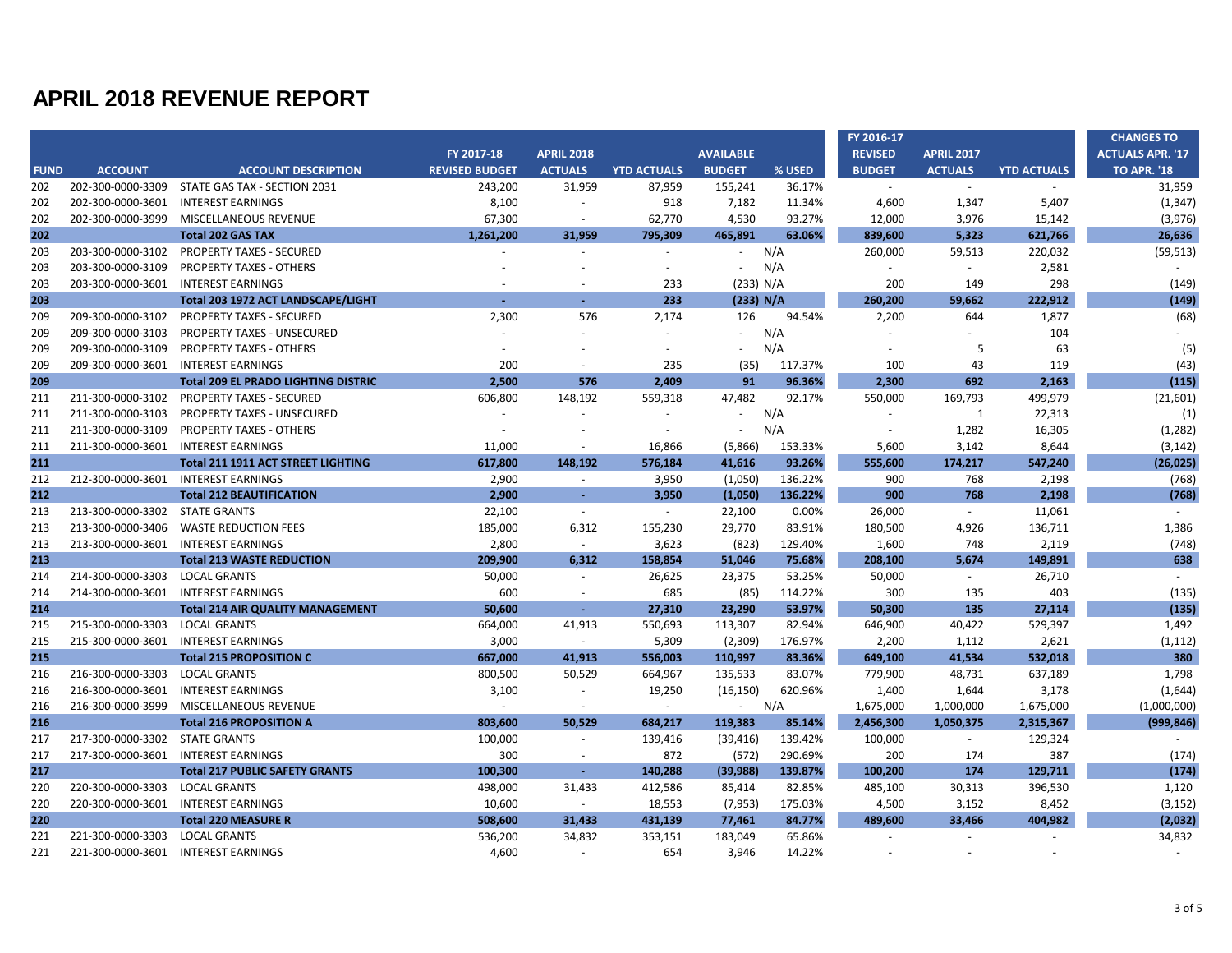# APRIL 2018 REVENUE REPORT

| FUND | ACCOUNT | ACCOUNT DESCRIPTION | FY 2017-18 REVISED BUDGET | APRIL 2018 ACTUALS | YTD ACTUALS | AVAILABLE BUDGET | % USED | FY 2016-17 REVISED BUDGET | APRIL 2017 ACTUALS | YTD ACTUALS | CHANGES TO ACTUALS APR. '17 TO APR. '18 |
|---|---|---|---|---|---|---|---|---|---|---|---|
| 202 | 202-300-0000-3309 | STATE GAS TAX - SECTION 2031 | 243,200 | 31,959 | 87,959 | 155,241 | 36.17% | - | - | - | 31,959 |
| 202 | 202-300-0000-3601 | INTEREST EARNINGS | 8,100 | - | 918 | 7,182 | 11.34% | 4,600 | 1,347 | 5,407 | (1,347) |
| 202 | 202-300-0000-3999 | MISCELLANEOUS REVENUE | 67,300 | - | 62,770 | 4,530 | 93.27% | 12,000 | 3,976 | 15,142 | (3,976) |
| **202** | | **Total 202 GAS TAX** | **1,261,200** | **31,959** | **795,309** | **465,891** | **63.06%** | **839,600** | **5,323** | **621,766** | **26,636** |
| 203 | 203-300-0000-3102 | PROPERTY TAXES - SECURED | - | - | - | - | N/A | 260,000 | 59,513 | 220,032 | (59,513) |
| 203 | 203-300-0000-3109 | PROPERTY TAXES - OTHERS | - | - | - | - | N/A | - | - | 2,581 | - |
| 203 | 203-300-0000-3601 | INTEREST EARNINGS | - | - | 233 | (233) | N/A | 200 | 149 | 298 | (149) |
| **203** | | **Total 203 1972 ACT LANDSCAPE/LIGHT** | **-** | **-** | **233** | **(233)** | **N/A** | **260,200** | **59,662** | **222,912** | **(149)** |
| 209 | 209-300-0000-3102 | PROPERTY TAXES - SECURED | 2,300 | 576 | 2,174 | 126 | 94.54% | 2,200 | 644 | 1,877 | (68) |
| 209 | 209-300-0000-3103 | PROPERTY TAXES - UNSECURED | - | - | - | - | N/A | - | - | 104 | - |
| 209 | 209-300-0000-3109 | PROPERTY TAXES - OTHERS | - | - | - | - | N/A | - | 5 | 63 | (5) |
| 209 | 209-300-0000-3601 | INTEREST EARNINGS | 200 | - | 235 | (35) | 117.37% | 100 | 43 | 119 | (43) |
| **209** | | **Total 209 EL PRADO LIGHTING DISTRIC** | **2,500** | **576** | **2,409** | **91** | **96.36%** | **2,300** | **692** | **2,163** | **(115)** |
| 211 | 211-300-0000-3102 | PROPERTY TAXES - SECURED | 606,800 | 148,192 | 559,318 | 47,482 | 92.17% | 550,000 | 169,793 | 499,979 | (21,601) |
| 211 | 211-300-0000-3103 | PROPERTY TAXES - UNSECURED | - | - | - | - | N/A | - | 1 | 22,313 | (1) |
| 211 | 211-300-0000-3109 | PROPERTY TAXES - OTHERS | - | - | - | - | N/A | - | 1,282 | 16,305 | (1,282) |
| 211 | 211-300-0000-3601 | INTEREST EARNINGS | 11,000 | - | 16,866 | (5,866) | 153.33% | 5,600 | 3,142 | 8,644 | (3,142) |
| **211** | | **Total 211 1911 ACT STREET LIGHTING** | **617,800** | **148,192** | **576,184** | **41,616** | **93.26%** | **555,600** | **174,217** | **547,240** | **(26,025)** |
| 212 | 212-300-0000-3601 | INTEREST EARNINGS | 2,900 | - | 3,950 | (1,050) | 136.22% | 900 | 768 | 2,198 | (768) |
| **212** | | **Total 212 BEAUTIFICATION** | **2,900** | **-** | **3,950** | **(1,050)** | **136.22%** | **900** | **768** | **2,198** | **(768)** |
| 213 | 213-300-0000-3302 | STATE GRANTS | 22,100 | - | - | 22,100 | 0.00% | 26,000 | - | 11,061 | - |
| 213 | 213-300-0000-3406 | WASTE REDUCTION FEES | 185,000 | 6,312 | 155,230 | 29,770 | 83.91% | 180,500 | 4,926 | 136,711 | 1,386 |
| 213 | 213-300-0000-3601 | INTEREST EARNINGS | 2,800 | - | 3,623 | (823) | 129.40% | 1,600 | 748 | 2,119 | (748) |
| **213** | | **Total 213 WASTE REDUCTION** | **209,900** | **6,312** | **158,854** | **51,046** | **75.68%** | **208,100** | **5,674** | **149,891** | **638** |
| 214 | 214-300-0000-3303 | LOCAL GRANTS | 50,000 | - | 26,625 | 23,375 | 53.25% | 50,000 | - | 26,710 | - |
| 214 | 214-300-0000-3601 | INTEREST EARNINGS | 600 | - | 685 | (85) | 114.22% | 300 | 135 | 403 | (135) |
| **214** | | **Total 214 AIR QUALITY MANAGEMENT** | **50,600** | **-** | **27,310** | **23,290** | **53.97%** | **50,300** | **135** | **27,114** | **(135)** |
| 215 | 215-300-0000-3303 | LOCAL GRANTS | 664,000 | 41,913 | 550,693 | 113,307 | 82.94% | 646,900 | 40,422 | 529,397 | 1,492 |
| 215 | 215-300-0000-3601 | INTEREST EARNINGS | 3,000 | - | 5,309 | (2,309) | 176.97% | 2,200 | 1,112 | 2,621 | (1,112) |
| **215** | | **Total 215 PROPOSITION C** | **667,000** | **41,913** | **556,003** | **110,997** | **83.36%** | **649,100** | **41,534** | **532,018** | **380** |
| 216 | 216-300-0000-3303 | LOCAL GRANTS | 800,500 | 50,529 | 664,967 | 135,533 | 83.07% | 779,900 | 48,731 | 637,189 | 1,798 |
| 216 | 216-300-0000-3601 | INTEREST EARNINGS | 3,100 | - | 19,250 | (16,150) | 620.96% | 1,400 | 1,644 | 3,178 | (1,644) |
| 216 | 216-300-0000-3999 | MISCELLANEOUS REVENUE | - | - | - | - | N/A | 1,675,000 | 1,000,000 | 1,675,000 | (1,000,000) |
| **216** | | **Total 216 PROPOSITION A** | **803,600** | **50,529** | **684,217** | **119,383** | **85.14%** | **2,456,300** | **1,050,375** | **2,315,367** | **(999,846)** |
| 217 | 217-300-0000-3302 | STATE GRANTS | 100,000 | - | 139,416 | (39,416) | 139.42% | 100,000 | - | 129,324 | - |
| 217 | 217-300-0000-3601 | INTEREST EARNINGS | 300 | - | 872 | (572) | 290.69% | 200 | 174 | 387 | (174) |
| **217** | | **Total 217 PUBLIC SAFETY GRANTS** | **100,300** | **-** | **140,288** | **(39,988)** | **139.87%** | **100,200** | **174** | **129,711** | **(174)** |
| 220 | 220-300-0000-3303 | LOCAL GRANTS | 498,000 | 31,433 | 412,586 | 85,414 | 82.85% | 485,100 | 30,313 | 396,530 | 1,120 |
| 220 | 220-300-0000-3601 | INTEREST EARNINGS | 10,600 | - | 18,553 | (7,953) | 175.03% | 4,500 | 3,152 | 8,452 | (3,152) |
| **220** | | **Total 220 MEASURE R** | **508,600** | **31,433** | **431,139** | **77,461** | **84.77%** | **489,600** | **33,466** | **404,982** | **(2,032)** |
| 221 | 221-300-0000-3303 | LOCAL GRANTS | 536,200 | 34,832 | 353,151 | 183,049 | 65.86% | - | - | - | 34,832 |
| 221 | 221-300-0000-3601 | INTEREST EARNINGS | 4,600 | - | 654 | 3,946 | 14.22% | - | - | - | - |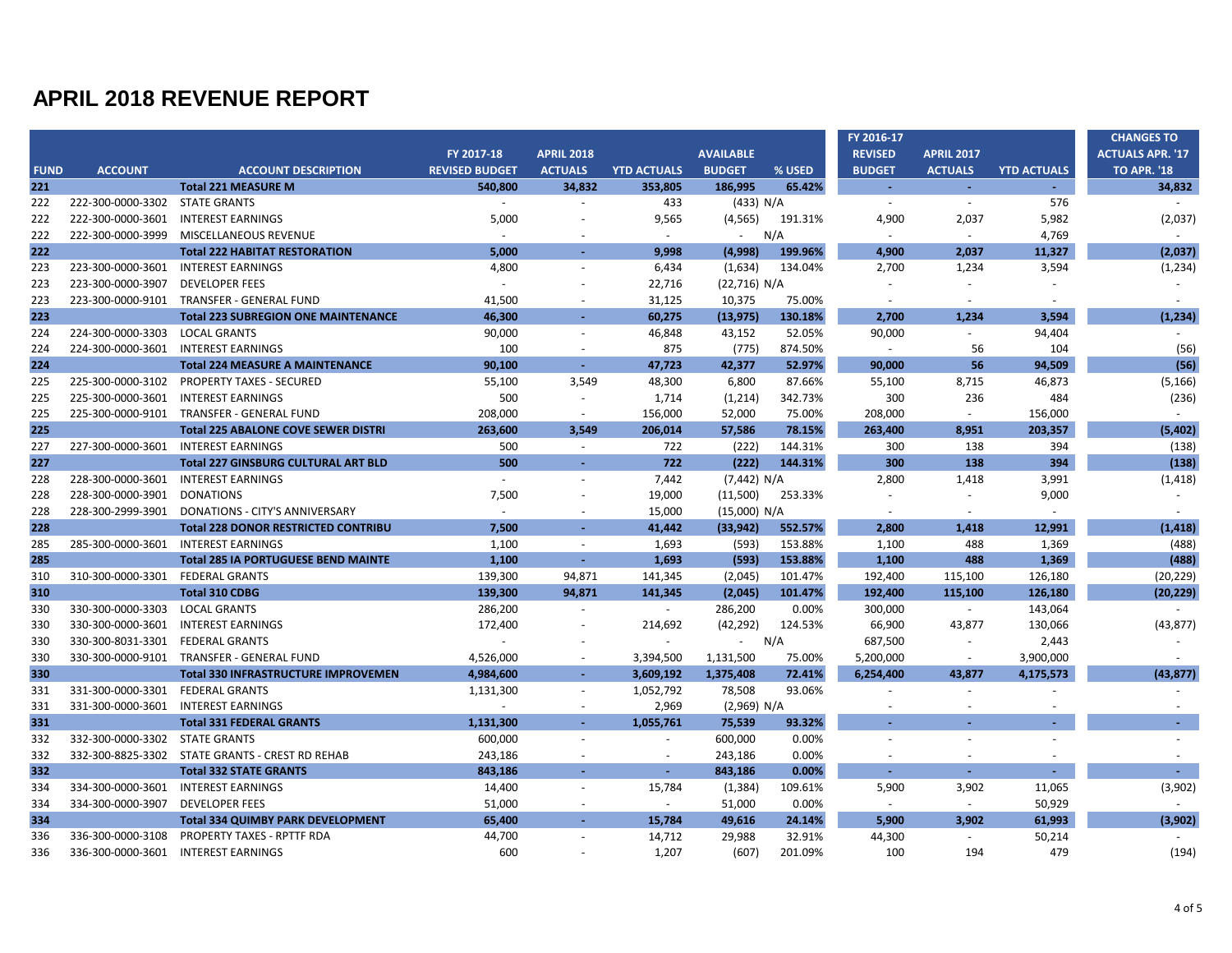# APRIL 2018 REVENUE REPORT

| FUND | ACCOUNT | ACCOUNT DESCRIPTION | FY 2017-18 REVISED BUDGET | APRIL 2018 ACTUALS | YTD ACTUALS | AVAILABLE BUDGET | % USED | FY 2016-17 REVISED BUDGET | APRIL 2017 ACTUALS | YTD ACTUALS | CHANGES TO ACTUALS APR. '17 TO APR. '18 |
|---|---|---|---|---|---|---|---|---|---|---|---|
| **221** | | **Total 221 MEASURE M** | **540,800** | **34,832** | **353,805** | **186,995** | **65.42%** | **-** | **-** | **-** | **34,832** |
| 222 | 222-300-0000-3302 | STATE GRANTS | - | - | 433 | (433) | N/A | - | - | 576 | - |
| 222 | 222-300-0000-3601 | INTEREST EARNINGS | 5,000 | - | 9,565 | (4,565) | 191.31% | 4,900 | 2,037 | 5,982 | (2,037) |
| 222 | 222-300-0000-3999 | MISCELLANEOUS REVENUE | - | - | - | - | N/A | - | - | 4,769 | - |
| **222** | | **Total 222 HABITAT RESTORATION** | **5,000** | **-** | **9,998** | **(4,998)** | **199.96%** | **4,900** | **2,037** | **11,327** | **(2,037)** |
| 223 | 223-300-0000-3601 | INTEREST EARNINGS | 4,800 | - | 6,434 | (1,634) | 134.04% | 2,700 | 1,234 | 3,594 | (1,234) |
| 223 | 223-300-0000-3907 | DEVELOPER FEES | - | - | 22,716 | (22,716) | N/A | - | - | - | - |
| 223 | 223-300-0000-9101 | TRANSFER - GENERAL FUND | 41,500 | - | 31,125 | 10,375 | 75.00% | - | - | - | - |
| **223** | | **Total 223 SUBREGION ONE MAINTENANCE** | **46,300** | **-** | **60,275** | **(13,975)** | **130.18%** | **2,700** | **1,234** | **3,594** | **(1,234)** |
| 224 | 224-300-0000-3303 | LOCAL GRANTS | 90,000 | - | 46,848 | 43,152 | 52.05% | 90,000 | - | 94,404 | - |
| 224 | 224-300-0000-3601 | INTEREST EARNINGS | 100 | - | 875 | (775) | 874.50% | - | 56 | 104 | (56) |
| **224** | | **Total 224 MEASURE A MAINTENANCE** | **90,100** | **-** | **47,723** | **42,377** | **52.97%** | **90,000** | **56** | **94,509** | **(56)** |
| 225 | 225-300-0000-3102 | PROPERTY TAXES - SECURED | 55,100 | 3,549 | 48,300 | 6,800 | 87.66% | 55,100 | 8,715 | 46,873 | (5,166) |
| 225 | 225-300-0000-3601 | INTEREST EARNINGS | 500 | - | 1,714 | (1,214) | 342.73% | 300 | 236 | 484 | (236) |
| 225 | 225-300-0000-9101 | TRANSFER - GENERAL FUND | 208,000 | - | 156,000 | 52,000 | 75.00% | 208,000 | - | 156,000 | - |
| **225** | | **Total 225 ABALONE COVE SEWER DISTRI** | **263,600** | **3,549** | **206,014** | **57,586** | **78.15%** | **263,400** | **8,951** | **203,357** | **(5,402)** |
| 227 | 227-300-0000-3601 | INTEREST EARNINGS | 500 | - | 722 | (222) | 144.31% | 300 | 138 | 394 | (138) |
| **227** | | **Total 227 GINSBURG CULTURAL ART BLD** | **500** | **-** | **722** | **(222)** | **144.31%** | **300** | **138** | **394** | **(138)** |
| 228 | 228-300-0000-3601 | INTEREST EARNINGS | - | - | 7,442 | (7,442) | N/A | 2,800 | 1,418 | 3,991 | (1,418) |
| 228 | 228-300-0000-3901 | DONATIONS | 7,500 | - | 19,000 | (11,500) | 253.33% | - | - | 9,000 | - |
| 228 | 228-300-2999-3901 | DONATIONS - CITY'S ANNIVERSARY | - | - | 15,000 | (15,000) | N/A | - | - | - | - |
| **228** | | **Total 228 DONOR RESTRICTED CONTRIBU** | **7,500** | **-** | **41,442** | **(33,942)** | **552.57%** | **2,800** | **1,418** | **12,991** | **(1,418)** |
| 285 | 285-300-0000-3601 | INTEREST EARNINGS | 1,100 | - | 1,693 | (593) | 153.88% | 1,100 | 488 | 1,369 | (488) |
| **285** | | **Total 285 IA PORTUGUESE BEND MAINTE** | **1,100** | **-** | **1,693** | **(593)** | **153.88%** | **1,100** | **488** | **1,369** | **(488)** |
| 310 | 310-300-0000-3301 | FEDERAL GRANTS | 139,300 | 94,871 | 141,345 | (2,045) | 101.47% | 192,400 | 115,100 | 126,180 | (20,229) |
| **310** | | **Total 310 CDBG** | **139,300** | **94,871** | **141,345** | **(2,045)** | **101.47%** | **192,400** | **115,100** | **126,180** | **(20,229)** |
| 330 | 330-300-0000-3303 | LOCAL GRANTS | 286,200 | - | - | 286,200 | 0.00% | 300,000 | - | 143,064 | - |
| 330 | 330-300-0000-3601 | INTEREST EARNINGS | 172,400 | - | 214,692 | (42,292) | 124.53% | 66,900 | 43,877 | 130,066 | (43,877) |
| 330 | 330-300-8031-3301 | FEDERAL GRANTS | - | - | - | - | N/A | 687,500 | - | 2,443 | - |
| 330 | 330-300-0000-9101 | TRANSFER - GENERAL FUND | 4,526,000 | - | 3,394,500 | 1,131,500 | 75.00% | 5,200,000 | - | 3,900,000 | - |
| **330** | | **Total 330 INFRASTRUCTURE IMPROVEMEN** | **4,984,600** | **-** | **3,609,192** | **1,375,408** | **72.41%** | **6,254,400** | **43,877** | **4,175,573** | **(43,877)** |
| 331 | 331-300-0000-3301 | FEDERAL GRANTS | 1,131,300 | - | 1,052,792 | 78,508 | 93.06% | - | - | - | - |
| 331 | 331-300-0000-3601 | INTEREST EARNINGS | - | - | 2,969 | (2,969) | N/A | - | - | - | - |
| **331** | | **Total 331 FEDERAL GRANTS** | **1,131,300** | **-** | **1,055,761** | **75,539** | **93.32%** | **-** | **-** | **-** | **-** |
| 332 | 332-300-0000-3302 | STATE GRANTS | 600,000 | - | - | 600,000 | 0.00% | - | - | - | - |
| 332 | 332-300-8825-3302 | STATE GRANTS - CREST RD REHAB | 243,186 | - | - | 243,186 | 0.00% | - | - | - | - |
| **332** | | **Total 332 STATE GRANTS** | **843,186** | **-** | **-** | **843,186** | **0.00%** | **-** | **-** | **-** | **-** |
| 334 | 334-300-0000-3601 | INTEREST EARNINGS | 14,400 | - | 15,784 | (1,384) | 109.61% | 5,900 | 3,902 | 11,065 | (3,902) |
| 334 | 334-300-0000-3907 | DEVELOPER FEES | 51,000 | - | - | 51,000 | 0.00% | - | - | 50,929 | - |
| **334** | | **Total 334 QUIMBY PARK DEVELOPMENT** | **65,400** | **-** | **15,784** | **49,616** | **24.14%** | **5,900** | **3,902** | **61,993** | **(3,902)** |
| 336 | 336-300-0000-3108 | PROPERTY TAXES - RPTTF RDA | 44,700 | - | 14,712 | 29,988 | 32.91% | 44,300 | - | 50,214 | - |
| 336 | 336-300-0000-3601 | INTEREST EARNINGS | 600 | - | 1,207 | (607) | 201.09% | 100 | 194 | 479 | (194) |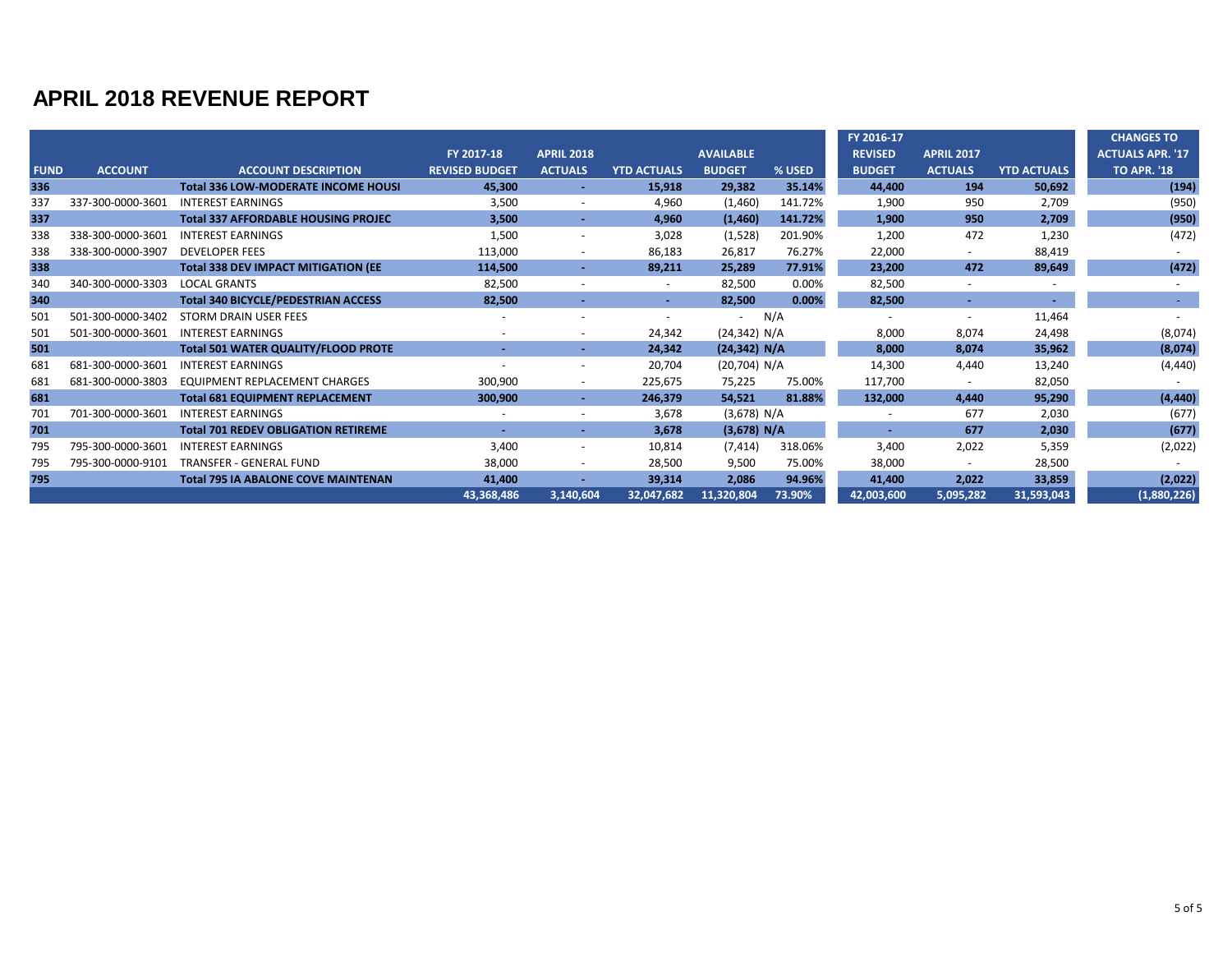# APRIL 2018 REVENUE REPORT

| FUND | ACCOUNT | ACCOUNT DESCRIPTION | FY 2017-18 REVISED BUDGET | APRIL 2018 ACTUALS | YTD ACTUALS | AVAILABLE BUDGET | % USED | FY 2016-17 REVISED BUDGET | APRIL 2017 ACTUALS | YTD ACTUALS | CHANGES TO ACTUALS APR. '17 TO APR. '18 |
|---|---|---|---|---|---|---|---|---|---|---|---|
| **336** | | **Total 336 LOW-MODERATE INCOME HOUSI** | **45,300** | **-** | **15,918** | **29,382** | **35.14%** | **44,400** | **194** | **50,692** | **(194)** |
| 337 | 337-300-0000-3601 | INTEREST EARNINGS | 3,500 | - | 4,960 | (1,460) | 141.72% | 1,900 | 950 | 2,709 | (950) |
| **337** | | **Total 337 AFFORDABLE HOUSING PROJEC** | **3,500** | **-** | **4,960** | **(1,460)** | **141.72%** | **1,900** | **950** | **2,709** | **(950)** |
| 338 | 338-300-0000-3601 | INTEREST EARNINGS | 1,500 | - | 3,028 | (1,528) | 201.90% | 1,200 | 472 | 1,230 | (472) |
| 338 | 338-300-0000-3907 | DEVELOPER FEES | 113,000 | - | 86,183 | 26,817 | 76.27% | 22,000 | - | 88,419 | - |
| **338** | | **Total 338 DEV IMPACT MITIGATION (EE** | **114,500** | **-** | **89,211** | **25,289** | **77.91%** | **23,200** | **472** | **89,649** | **(472)** |
| 340 | 340-300-0000-3303 | LOCAL GRANTS | 82,500 | - | - | 82,500 | 0.00% | 82,500 | - | - | - |
| **340** | | **Total 340 BICYCLE/PEDESTRIAN ACCESS** | **82,500** | **-** | **-** | **82,500** | **0.00%** | **82,500** | **-** | **-** | **-** |
| 501 | 501-300-0000-3402 | STORM DRAIN USER FEES | - | - | - | - | N/A | - | - | 11,464 | - |
| 501 | 501-300-0000-3601 | INTEREST EARNINGS | - | - | 24,342 | (24,342) | N/A | 8,000 | 8,074 | 24,498 | (8,074) |
| **501** | | **Total 501 WATER QUALITY/FLOOD PROTE** | **-** | **-** | **24,342** | **(24,342)** | **N/A** | **8,000** | **8,074** | **35,962** | **(8,074)** |
| 681 | 681-300-0000-3601 | INTEREST EARNINGS | - | - | 20,704 | (20,704) | N/A | 14,300 | 4,440 | 13,240 | (4,440) |
| 681 | 681-300-0000-3803 | EQUIPMENT REPLACEMENT CHARGES | 300,900 | - | 225,675 | 75,225 | 75.00% | 117,700 | - | 82,050 | - |
| **681** | | **Total 681 EQUIPMENT REPLACEMENT** | **300,900** | **-** | **246,379** | **54,521** | **81.88%** | **132,000** | **4,440** | **95,290** | **(4,440)** |
| 701 | 701-300-0000-3601 | INTEREST EARNINGS | - | - | 3,678 | (3,678) | N/A | - | 677 | 2,030 | (677) |
| **701** | | **Total 701 REDEV OBLIGATION RETIREME** | **-** | **-** | **3,678** | **(3,678)** | **N/A** | **-** | **677** | **2,030** | **(677)** |
| 795 | 795-300-0000-3601 | INTEREST EARNINGS | 3,400 | - | 10,814 | (7,414) | 318.06% | 3,400 | 2,022 | 5,359 | (2,022) |
| 795 | 795-300-0000-9101 | TRANSFER - GENERAL FUND | 38,000 | - | 28,500 | 9,500 | 75.00% | 38,000 | - | 28,500 | - |
| **795** | | **Total 795 IA ABALONE COVE MAINTENAN** | **41,400** | **-** | **39,314** | **2,086** | **94.96%** | **41,400** | **2,022** | **33,859** | **(2,022)** |
| | | | **43,368,486** | **3,140,604** | **32,047,682** | **11,320,804** | **73.90%** | **42,003,600** | **5,095,282** | **31,593,043** | **(1,880,226)** |